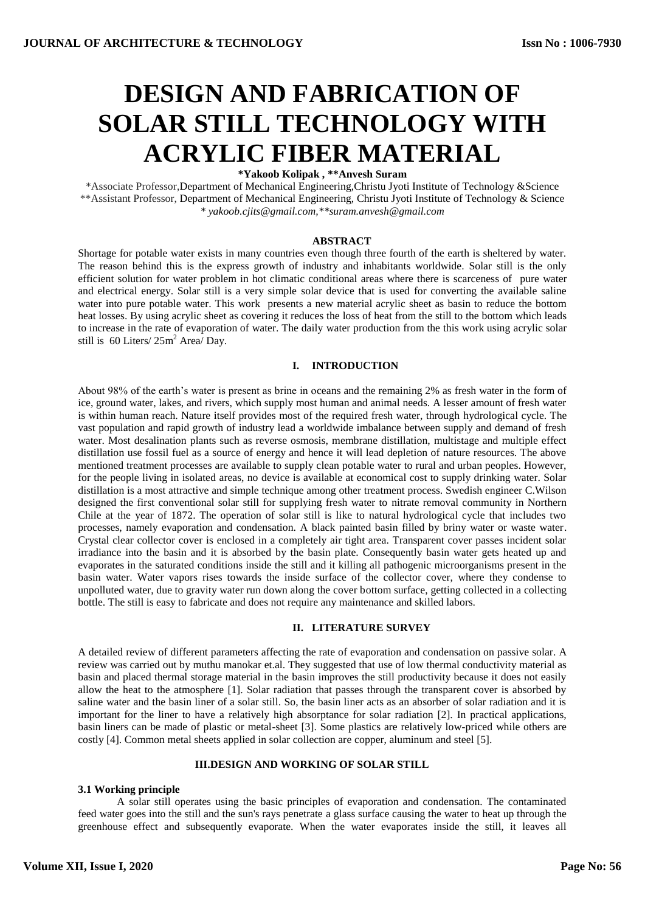# DESIGN AND FABRICATION OF SOLAR STILL TECHNOLOGY WITH ACRYLIC FIBER MATERIAL

**\*Yakoob Kolipak , \*\*Anvesh Suram**

\*Associate Professor,Department of Mechanical Engineering,Christu Jyoti Institute of Technology &Science
\*\*Assistant Professor, Department of Mechanical Engineering, Christu Jyoti Institute of Technology & Science
*\* yakoob.cjits@gmail.com,\*\*suram.anvesh@gmail.com*

## ABSTRACT

Shortage for potable water exists in many countries even though three fourth of the earth is sheltered by water. The reason behind this is the express growth of industry and inhabitants worldwide. Solar still is the only efficient solution for water problem in hot climatic conditional areas where there is scarceness of pure water and electrical energy. Solar still is a very simple solar device that is used for converting the available saline water into pure potable water. This work presents a new material acrylic sheet as basin to reduce the bottom heat losses. By using acrylic sheet as covering it reduces the loss of heat from the still to the bottom which leads to increase in the rate of evaporation of water. The daily water production from the this work using acrylic solar still is 60 Liters/ 25m$^2$ Area/ Day.

## I. INTRODUCTION

About 98% of the earth's water is present as brine in oceans and the remaining 2% as fresh water in the form of ice, ground water, lakes, and rivers, which supply most human and animal needs. A lesser amount of fresh water is within human reach. Nature itself provides most of the required fresh water, through hydrological cycle. The vast population and rapid growth of industry lead a worldwide imbalance between supply and demand of fresh water. Most desalination plants such as reverse osmosis, membrane distillation, multistage and multiple effect distillation use fossil fuel as a source of energy and hence it will lead depletion of nature resources. The above mentioned treatment processes are available to supply clean potable water to rural and urban peoples. However, for the people living in isolated areas, no device is available at economical cost to supply drinking water. Solar distillation is a most attractive and simple technique among other treatment process. Swedish engineer C.Wilson designed the first conventional solar still for supplying fresh water to nitrate removal community in Northern Chile at the year of 1872. The operation of solar still is like to natural hydrological cycle that includes two processes, namely evaporation and condensation. A black painted basin filled by briny water or waste water. Crystal clear collector cover is enclosed in a completely air tight area. Transparent cover passes incident solar irradiance into the basin and it is absorbed by the basin plate. Consequently basin water gets heated up and evaporates in the saturated conditions inside the still and it killing all pathogenic microorganisms present in the basin water. Water vapors rises towards the inside surface of the collector cover, where they condense to unpolluted water, due to gravity water run down along the cover bottom surface, getting collected in a collecting bottle. The still is easy to fabricate and does not require any maintenance and skilled labors.

## II. LITERATURE SURVEY

A detailed review of different parameters affecting the rate of evaporation and condensation on passive solar. A review was carried out by muthu manokar et.al. They suggested that use of low thermal conductivity material as basin and placed thermal storage material in the basin improves the still productivity because it does not easily allow the heat to the atmosphere [1]. Solar radiation that passes through the transparent cover is absorbed by saline water and the basin liner of a solar still. So, the basin liner acts as an absorber of solar radiation and it is important for the liner to have a relatively high absorptance for solar radiation [2]. In practical applications, basin liners can be made of plastic or metal-sheet [3]. Some plastics are relatively low-priced while others are costly [4]. Common metal sheets applied in solar collection are copper, aluminum and steel [5].

## III.DESIGN AND WORKING OF SOLAR STILL

### 3.1 Working principle

A solar still operates using the basic principles of evaporation and condensation. The contaminated feed water goes into the still and the sun's rays penetrate a glass surface causing the water to heat up through the greenhouse effect and subsequently evaporate. When the water evaporates inside the still, it leaves all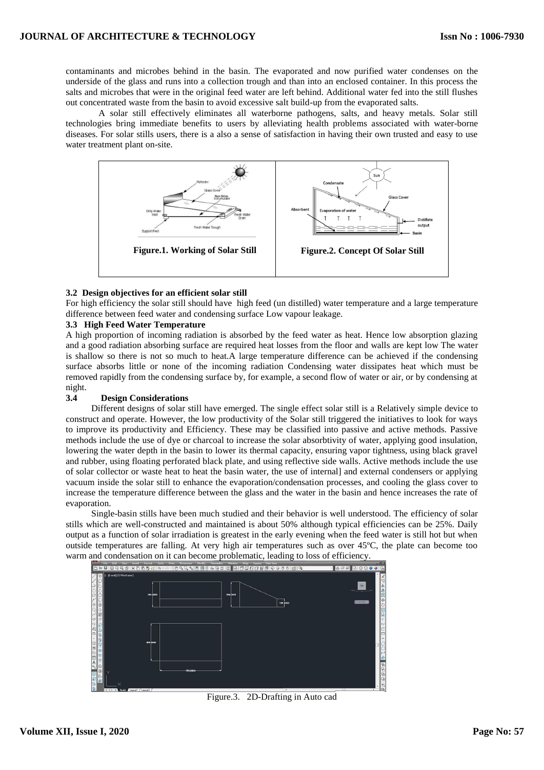contaminants and microbes behind in the basin. The evaporated and now purified water condenses on the underside of the glass and runs into a collection trough and than into an enclosed container. In this process the salts and microbes that were in the original feed water are left behind. Additional water fed into the still flushes out concentrated waste from the basin to avoid excessive salt build-up from the evaporated salts.

A solar still effectively eliminates all waterborne pathogens, salts, and heavy metals. Solar still technologies bring immediate benefits to users by alleviating health problems associated with water-borne diseases. For solar stills users, there is a also a sense of satisfaction in having their own trusted and easy to use water treatment plant on-site.

**Figure.1. Working of Solar Still**

**Figure.2. Concept Of Solar Still**

### 3.2 Design objectives for an efficient solar still

For high efficiency the solar still should have high feed (un distilled) water temperature and a large temperature difference between feed water and condensing surface Low vapour leakage.

### 3.3 High Feed Water Temperature

A high proportion of incoming radiation is absorbed by the feed water as heat. Hence low absorption glazing and a good radiation absorbing surface are required heat losses from the floor and walls are kept low The water is shallow so there is not so much to heat.A large temperature difference can be achieved if the condensing surface absorbs little or none of the incoming radiation Condensing water dissipates heat which must be removed rapidly from the condensing surface by, for example, a second flow of water or air, or by condensing at night.

### 3.4 Design Considerations

Different designs of solar still have emerged. The single effect solar still is a Relatively simple device to construct and operate. However, the low productivity of the Solar still triggered the initiatives to look for ways to improve its productivity and Efficiency. These may be classified into passive and active methods. Passive methods include the use of dye or charcoal to increase the solar absorbtivity of water, applying good insulation, lowering the water depth in the basin to lower its thermal capacity, ensuring vapor tightness, using black gravel and rubber, using floating perforated black plate, and using reflective side walls. Active methods include the use of solar collector or waste heat to heat the basin water, the use of internal] and external condensers or applying vacuum inside the solar still to enhance the evaporation/condensation processes, and cooling the glass cover to increase the temperature difference between the glass and the water in the basin and hence increases the rate of evaporation.

Single-basin stills have been much studied and their behavior is well understood. The efficiency of solar stills which are well-constructed and maintained is about 50% although typical efficiencies can be 25%. Daily output as a function of solar irradiation is greatest in the early evening when the feed water is still hot but when outside temperatures are falling. At very high air temperatures such as over 45ºC, the plate can become too warm and condensation on it can become problematic, leading to loss of efficiency.

Figure.3. 2D-Drafting in Auto cad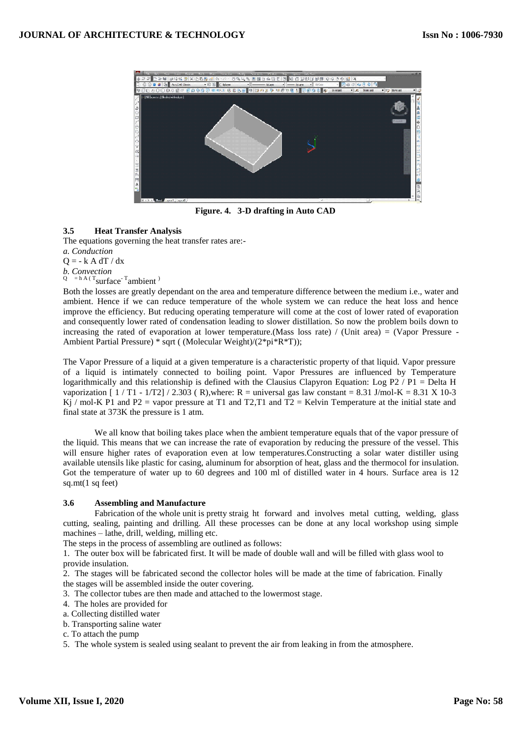**Figure. 4. 3-D drafting in Auto CAD**

### 3.5 Heat Transfer Analysis

The equations governing the heat transfer rates are:-

*a. Conduction*

$Q = - k A dT / dx$

*b. Convection*

$Q = h A (T_{surface} - T_{ambient})$

Both the losses are greatly dependant on the area and temperature difference between the medium i.e., water and ambient. Hence if we can reduce temperature of the whole system we can reduce the heat loss and hence improve the efficiency. But reducing operating temperature will come at the cost of lower rated of evaporation and consequently lower rated of condensation leading to slower distillation. So now the problem boils down to increasing the rated of evaporation at lower temperature.(Mass loss rate) / (Unit area) = (Vapor Pressure - Ambient Partial Pressure) * sqrt ( (Molecular Weight)/(2*pi*R*T));

The Vapor Pressure of a liquid at a given temperature is a characteristic property of that liquid. Vapor pressure of a liquid is intimately connected to boiling point. Vapor Pressures are influenced by Temperature logarithmically and this relationship is defined with the Clausius Clapyron Equation: Log P2 / P1 = Delta H vaporization [ 1 / T1 - 1/T2] / 2.303 ( R),where: R = universal gas law constant = 8.31 J/mol-K = 8.31 X 10-3 Kj / mol-K P1 and P2 = vapor pressure at T1 and T2,T1 and T2 = Kelvin Temperature at the initial state and final state at 373K the pressure is 1 atm.

We all know that boiling takes place when the ambient temperature equals that of the vapor pressure of the liquid. This means that we can increase the rate of evaporation by reducing the pressure of the vessel. This will ensure higher rates of evaporation even at low temperatures.Constructing a solar water distiller using available utensils like plastic for casing, aluminum for absorption of heat, glass and the thermocol for insulation. Got the temperature of water up to 60 degrees and 100 ml of distilled water in 4 hours. Surface area is 12 sq.mt(1 sq feet)

### 3.6 Assembling and Manufacture

Fabrication of the whole unit is pretty straig ht forward and involves metal cutting, welding, glass cutting, sealing, painting and drilling. All these processes can be done at any local workshop using simple machines – lathe, drill, welding, milling etc.

The steps in the process of assembling are outlined as follows:

1. The outer box will be fabricated first. It will be made of double wall and will be filled with glass wool to provide insulation.
2. The stages will be fabricated second the collector holes will be made at the time of fabrication. Finally the stages will be assembled inside the outer covering.
3. The collector tubes are then made and attached to the lowermost stage.
4. The holes are provided for
   a. Collecting distilled water
   b. Transporting saline water
   c. To attach the pump
5. The whole system is sealed using sealant to prevent the air from leaking in from the atmosphere.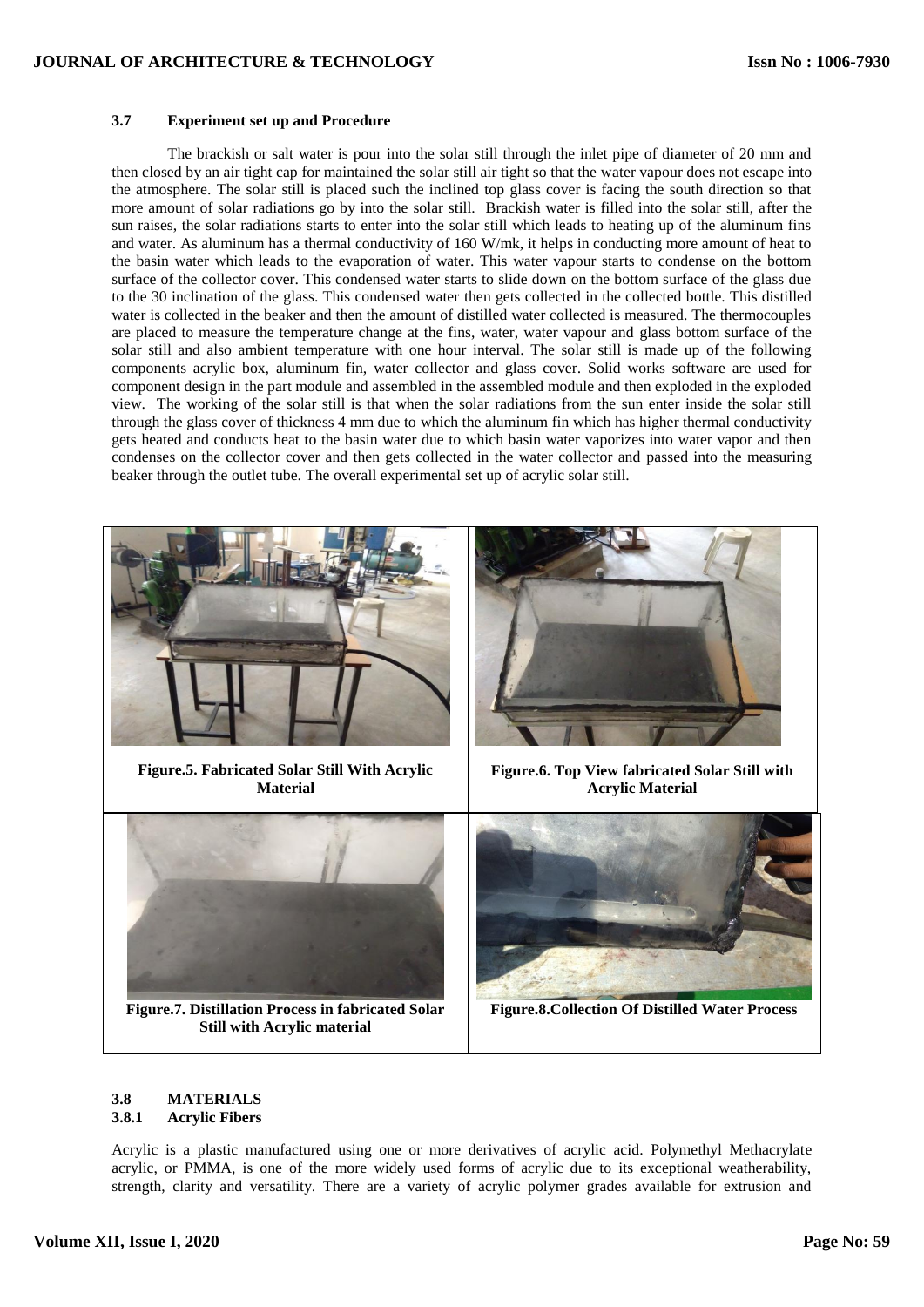### 3.7 Experiment set up and Procedure

The brackish or salt water is pour into the solar still through the inlet pipe of diameter of 20 mm and then closed by an air tight cap for maintained the solar still air tight so that the water vapour does not escape into the atmosphere. The solar still is placed such the inclined top glass cover is facing the south direction so that more amount of solar radiations go by into the solar still. Brackish water is filled into the solar still, after the sun raises, the solar radiations starts to enter into the solar still which leads to heating up of the aluminum fins and water. As aluminum has a thermal conductivity of 160 W/mk, it helps in conducting more amount of heat to the basin water which leads to the evaporation of water. This water vapour starts to condense on the bottom surface of the collector cover. This condensed water starts to slide down on the bottom surface of the glass due to the 30 inclination of the glass. This condensed water then gets collected in the collected bottle. This distilled water is collected in the beaker and then the amount of distilled water collected is measured. The thermocouples are placed to measure the temperature change at the fins, water, water vapour and glass bottom surface of the solar still and also ambient temperature with one hour interval. The solar still is made up of the following components acrylic box, aluminum fin, water collector and glass cover. Solid works software are used for component design in the part module and assembled in the assembled module and then exploded in the exploded view. The working of the solar still is that when the solar radiations from the sun enter inside the solar still through the glass cover of thickness 4 mm due to which the aluminum fin which has higher thermal conductivity gets heated and conducts heat to the basin water due to which basin water vaporizes into water vapor and then condenses on the collector cover and then gets collected in the water collector and passed into the measuring beaker through the outlet tube. The overall experimental set up of acrylic solar still.

**Figure.5. Fabricated Solar Still With Acrylic Material**

**Figure.6. Top View fabricated Solar Still with Acrylic Material**

**Figure.7. Distillation Process in fabricated Solar Still with Acrylic material**

**Figure.8.Collection Of Distilled Water Process**

### 3.8 MATERIALS

#### 3.8.1 Acrylic Fibers

Acrylic is a plastic manufactured using one or more derivatives of acrylic acid. Polymethyl Methacrylate acrylic, or PMMA, is one of the more widely used forms of acrylic due to its exceptional weatherability, strength, clarity and versatility. There are a variety of acrylic polymer grades available for extrusion and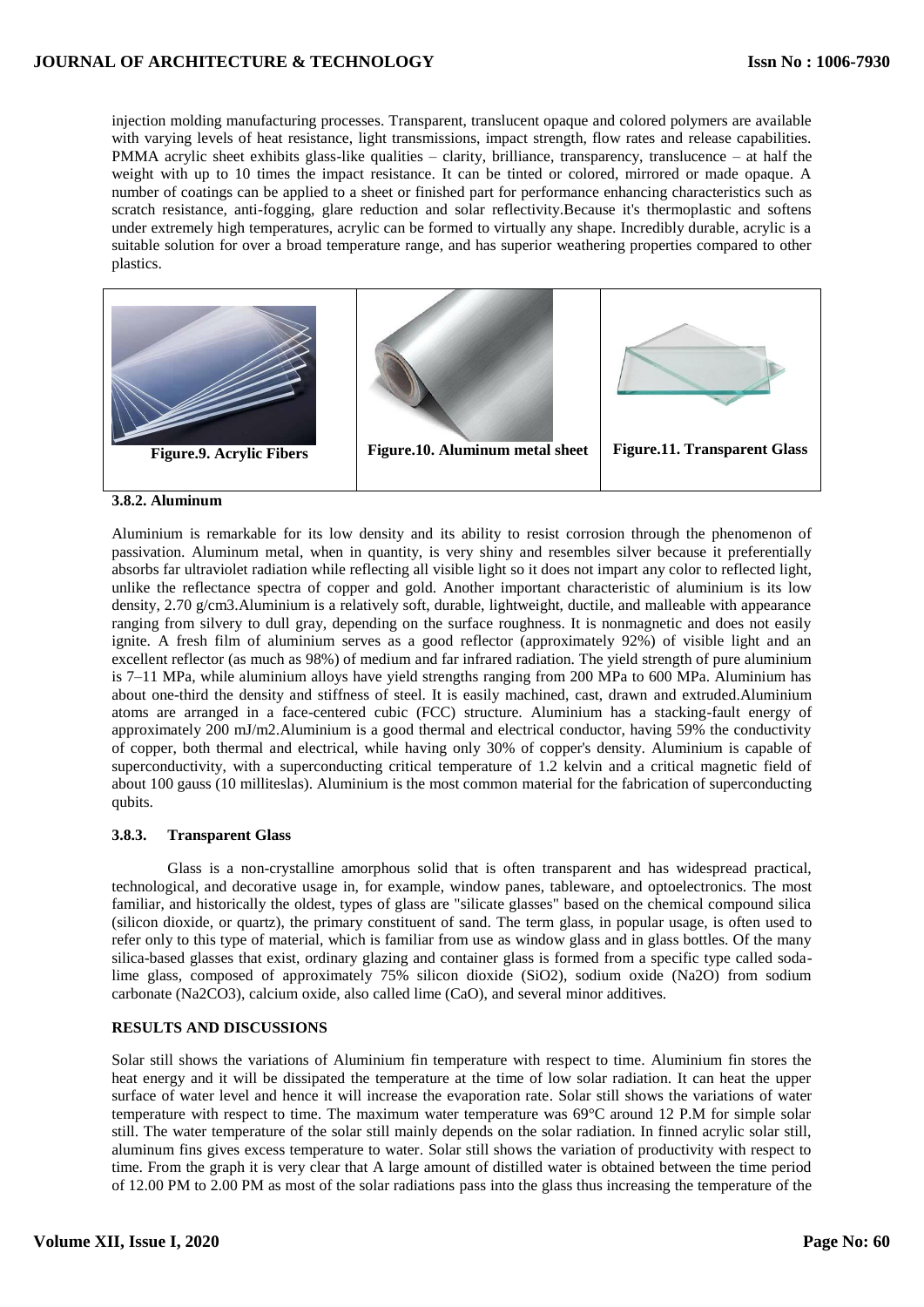injection molding manufacturing processes. Transparent, translucent opaque and colored polymers are available with varying levels of heat resistance, light transmissions, impact strength, flow rates and release capabilities. PMMA acrylic sheet exhibits glass-like qualities – clarity, brilliance, transparency, translucence – at half the weight with up to 10 times the impact resistance. It can be tinted or colored, mirrored or made opaque. A number of coatings can be applied to a sheet or finished part for performance enhancing characteristics such as scratch resistance, anti-fogging, glare reduction and solar reflectivity.Because it's thermoplastic and softens under extremely high temperatures, acrylic can be formed to virtually any shape. Incredibly durable, acrylic is a suitable solution for over a broad temperature range, and has superior weathering properties compared to other plastics.

**Figure.9. Acrylic Fibers**

**Figure.10. Aluminum metal sheet**

**Figure.11. Transparent Glass**

### 3.8.2. Aluminum

Aluminium is remarkable for its low density and its ability to resist corrosion through the phenomenon of passivation. Aluminum metal, when in quantity, is very shiny and resembles silver because it preferentially absorbs far ultraviolet radiation while reflecting all visible light so it does not impart any color to reflected light, unlike the reflectance spectra of copper and gold. Another important characteristic of aluminium is its low density, 2.70 g/cm3.Aluminium is a relatively soft, durable, lightweight, ductile, and malleable with appearance ranging from silvery to dull gray, depending on the surface roughness. It is nonmagnetic and does not easily ignite. A fresh film of aluminium serves as a good reflector (approximately 92%) of visible light and an excellent reflector (as much as 98%) of medium and far infrared radiation. The yield strength of pure aluminium is 7–11 MPa, while aluminium alloys have yield strengths ranging from 200 MPa to 600 MPa. Aluminium has about one-third the density and stiffness of steel. It is easily machined, cast, drawn and extruded.Aluminium atoms are arranged in a face-centered cubic (FCC) structure. Aluminium has a stacking-fault energy of approximately 200 mJ/m2.Aluminium is a good thermal and electrical conductor, having 59% the conductivity of copper, both thermal and electrical, while having only 30% of copper's density. Aluminium is capable of superconductivity, with a superconducting critical temperature of 1.2 kelvin and a critical magnetic field of about 100 gauss (10 milliteslas). Aluminium is the most common material for the fabrication of superconducting qubits.

### 3.8.3. Transparent Glass

Glass is a non-crystalline amorphous solid that is often transparent and has widespread practical, technological, and decorative usage in, for example, window panes, tableware, and optoelectronics. The most familiar, and historically the oldest, types of glass are "silicate glasses" based on the chemical compound silica (silicon dioxide, or quartz), the primary constituent of sand. The term glass, in popular usage, is often used to refer only to this type of material, which is familiar from use as window glass and in glass bottles. Of the many silica-based glasses that exist, ordinary glazing and container glass is formed from a specific type called soda-lime glass, composed of approximately 75% silicon dioxide ($SiO_2$), sodium oxide ($Na_2O$) from sodium carbonate ($Na_2CO_3$), calcium oxide, also called lime ($CaO$), and several minor additives.

## RESULTS AND DISCUSSIONS

Solar still shows the variations of Aluminium fin temperature with respect to time. Aluminium fin stores the heat energy and it will be dissipated the temperature at the time of low solar radiation. It can heat the upper surface of water level and hence it will increase the evaporation rate. Solar still shows the variations of water temperature with respect to time. The maximum water temperature was 69°C around 12 P.M for simple solar still. The water temperature of the solar still mainly depends on the solar radiation. In finned acrylic solar still, aluminum fins gives excess temperature to water. Solar still shows the variation of productivity with respect to time. From the graph it is very clear that A large amount of distilled water is obtained between the time period of 12.00 PM to 2.00 PM as most of the solar radiations pass into the glass thus increasing the temperature of the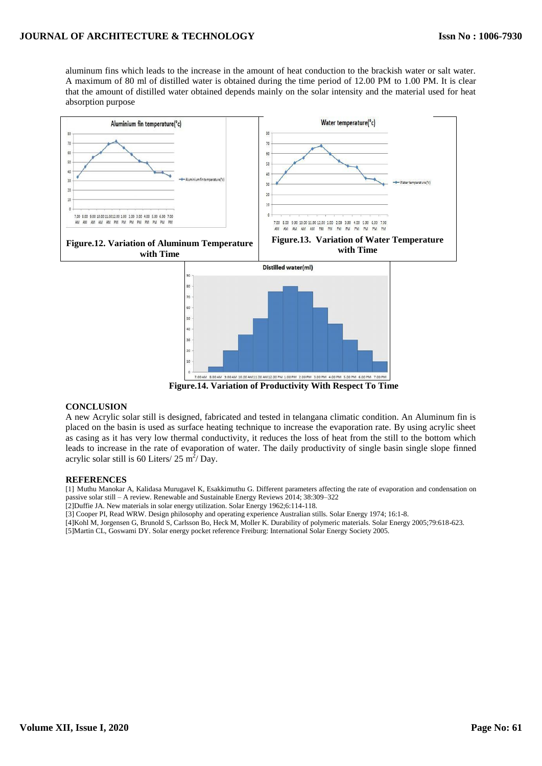aluminum fins which leads to the increase in the amount of heat conduction to the brackish water or salt water. A maximum of 80 ml of distilled water is obtained during the time period of 12.00 PM to 1.00 PM. It is clear that the amount of distilled water obtained depends mainly on the solar intensity and the material used for heat absorption purpose

Aluminium fin temperature(°c)

80
70
60
50
40
30
20
10
0

7.00 AM 8.00 AM 9.00 AM 10.00 AM 11.00 AM 12.00 PM 1.00 PM 2.00 PM 3.00 PM 4.00 PM 5.00 PM 6.00 PM 7.00 PM

Aluminium fin temperature(°c)

**Figure.12. Variation of Aluminum Temperature with Time**

Water temperature(°c)

80
70
60
50
40
30
20
10
0

7.00 AM 8.00 AM 9.00 AM 10.00 AM 11.00 AM 12.00 PM 1.00 PM 2.00 PM 3.00 PM 4.00 PM 5.00 PM 6.00 PM 7.00 PM

Water temperature(°c)

**Figure.13. Variation of Water Temperature with Time**

Distilled water(ml)

90
80
70
60
50
40
30
20
10
0

7.00 AM 8.00 AM 9.00 AM 10.00 AM 11.00 AM 12.00 PM 1.00 PM 2.00 PM 3.00 PM 4.00 PM 5.00 PM 6.00 PM 7.00 PM

**Figure.14. Variation of Productivity With Respect To Time**

## CONCLUSION

A new Acrylic solar still is designed, fabricated and tested in telangana climatic condition. An Aluminum fin is placed on the basin is used as surface heating technique to increase the evaporation rate. By using acrylic sheet as casing as it has very low thermal conductivity, it reduces the loss of heat from the still to the bottom which leads to increase in the rate of evaporation of water. The daily productivity of single basin single slope finned acrylic solar still is 60 Liters/ 25 $m^2$/ Day.

## REFERENCES

[1] Muthu Manokar A, Kalidasa Murugavel K, Esakkimuthu G. Different parameters affecting the rate of evaporation and condensation on passive solar still – A review. Renewable and Sustainable Energy Reviews 2014; 38:309–322

[2]Duffie JA. New materials in solar energy utilization. Solar Energy 1962;6:114-118.

[3] Cooper PI, Read WRW. Design philosophy and operating experience Australian stills. Solar Energy 1974; 16:1-8.

[4]Kohl M, Jorgensen G, Brunold S, Carlsson Bo, Heck M, Moller K. Durability of polymeric materials. Solar Energy 2005;79:618-623.

[5]Martin CL, Goswami DY. Solar energy pocket reference Freiburg: International Solar Energy Society 2005.